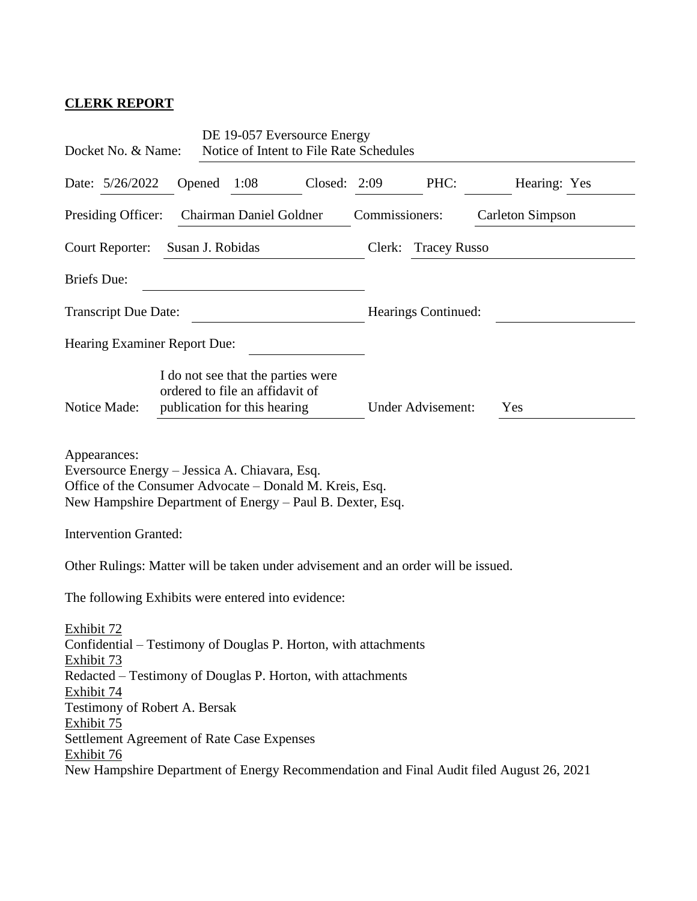**CLERK REPORT**

Docket No. & Name: DE 19-057 Eversource Energy Notice of Intent to File Rate Schedules

Date: 5/26/2022 Opened 1:08 Closed: 2:09 PHC: Hearing: Yes

Presiding Officer: Chairman Daniel Goldner Commissioners: Carleton Simpson

Court Reporter: Susan J. Robidas Clerk: Tracey Russo

Briefs Due:

Transcript Due Date: Hearings Continued:

Hearing Examiner Report Due:

Notice Made: I do not see that the parties were ordered to file an affidavit of publication for this hearing Under Advisement: Yes

Appearances:
Eversource Energy – Jessica A. Chiavara, Esq.
Office of the Consumer Advocate – Donald M. Kreis, Esq.
New Hampshire Department of Energy – Paul B. Dexter, Esq.

Intervention Granted:

Other Rulings: Matter will be taken under advisement and an order will be issued.

The following Exhibits were entered into evidence:

Exhibit 72
Confidential – Testimony of Douglas P. Horton, with attachments
Exhibit 73
Redacted – Testimony of Douglas P. Horton, with attachments
Exhibit 74
Testimony of Robert A. Bersak
Exhibit 75
Settlement Agreement of Rate Case Expenses
Exhibit 76
New Hampshire Department of Energy Recommendation and Final Audit filed August 26, 2021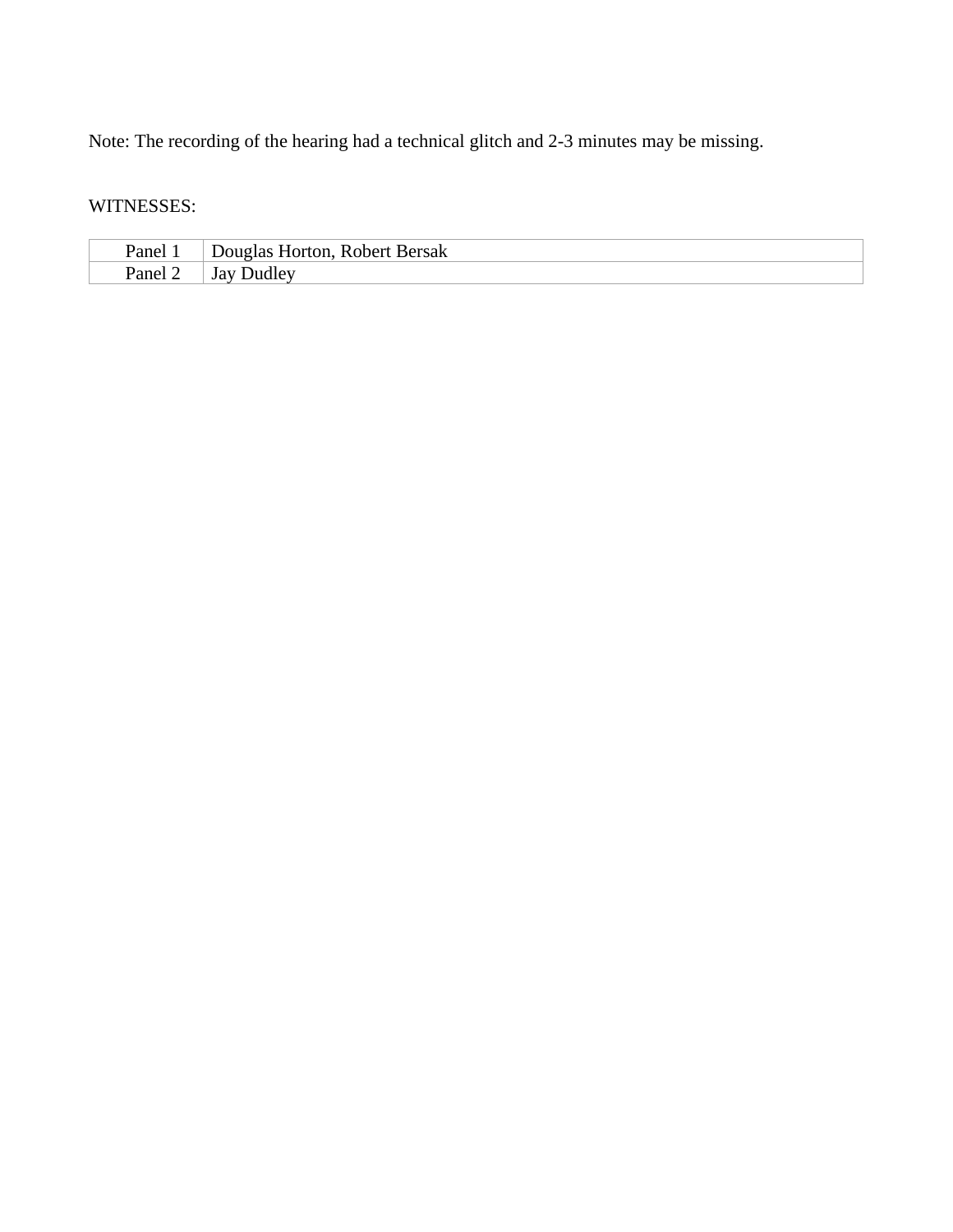Note: The recording of the hearing had a technical glitch and 2-3 minutes may be missing.

WITNESSES:

| | |
|---|---|
| Panel 1 | Douglas Horton, Robert Bersak |
| Panel 2 | Jay Dudley |